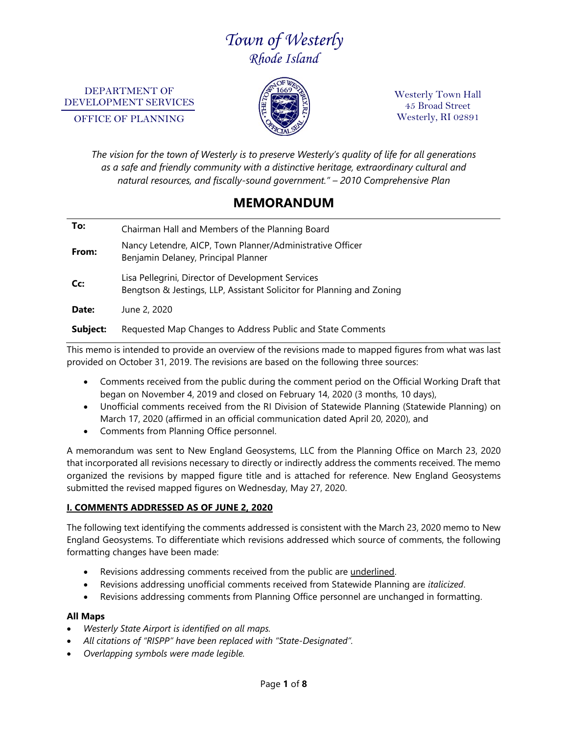# Town of Westerly
## Rhode Island

DEPARTMENT OF DEVELOPMENT SERVICES
OFFICE OF PLANNING

Westerly Town Hall
45 Broad Street
Westerly, RI 02891

*The vision for the town of Westerly is to preserve Westerly's quality of life for all generations as a safe and friendly community with a distinctive heritage, extraordinary cultural and natural resources, and fiscally-sound government." – 2010 Comprehensive Plan*

# MEMORANDUM

| | |
|---|---|
| **To:** | Chairman Hall and Members of the Planning Board |
| **From:** | Nancy Letendre, AICP, Town Planner/Administrative Officer<br>Benjamin Delaney, Principal Planner |
| **Cc:** | Lisa Pellegrini, Director of Development Services<br>Bengtson & Jestings, LLP, Assistant Solicitor for Planning and Zoning |
| **Date:** | June 2, 2020 |
| **Subject:** | Requested Map Changes to Address Public and State Comments |

This memo is intended to provide an overview of the revisions made to mapped figures from what was last provided on October 31, 2019. The revisions are based on the following three sources:

- Comments received from the public during the comment period on the Official Working Draft that began on November 4, 2019 and closed on February 14, 2020 (3 months, 10 days),
- Unofficial comments received from the RI Division of Statewide Planning (Statewide Planning) on March 17, 2020 (affirmed in an official communication dated April 20, 2020), and
- Comments from Planning Office personnel.

A memorandum was sent to New England Geosystems, LLC from the Planning Office on March 23, 2020 that incorporated all revisions necessary to directly or indirectly address the comments received. The memo organized the revisions by mapped figure title and is attached for reference. New England Geosystems submitted the revised mapped figures on Wednesday, May 27, 2020.

## I. COMMENTS ADDRESSED AS OF JUNE 2, 2020

The following text identifying the comments addressed is consistent with the March 23, 2020 memo to New England Geosystems. To differentiate which revisions addressed which source of comments, the following formatting changes have been made:

- Revisions addressing comments received from the public are <u>underlined</u>.
- Revisions addressing unofficial comments received from Statewide Planning are *italicized*.
- Revisions addressing comments from Planning Office personnel are unchanged in formatting.

### All Maps

- *Westerly State Airport is identified on all maps.*
- *All citations of "RISPP" have been replaced with "State-Designated".*
- *Overlapping symbols were made legible.*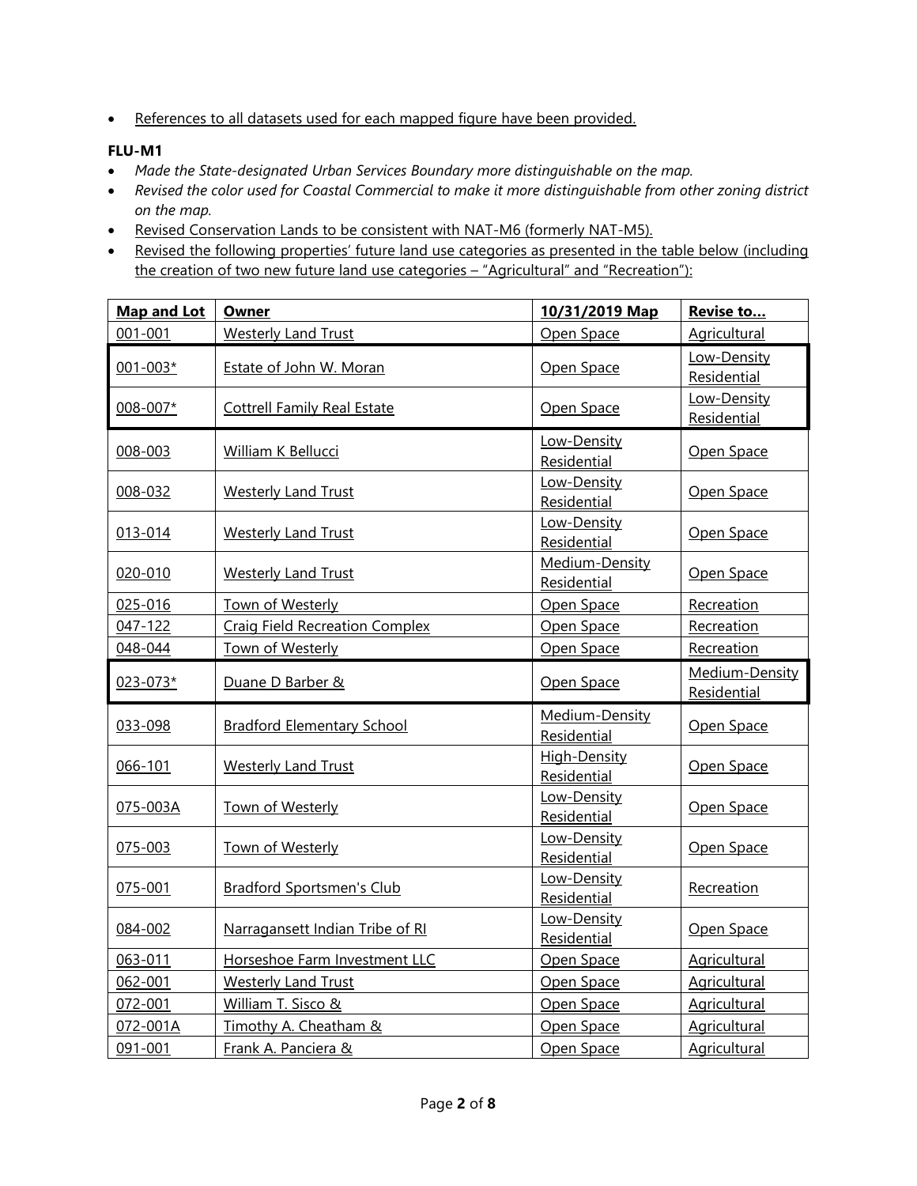- References to all datasets used for each mapped figure have been provided.

**FLU-M1**

- *Made the State-designated Urban Services Boundary more distinguishable on the map.*
- *Revised the color used for Coastal Commercial to make it more distinguishable from other zoning district on the map.*
- Revised Conservation Lands to be consistent with NAT-M6 (formerly NAT-M5).
- Revised the following properties' future land use categories as presented in the table below (including the creation of two new future land use categories – "Agricultural" and "Recreation"):

| Map and Lot | Owner | 10/31/2019 Map | Revise to… |
|---|---|---|---|
| 001-001 | Westerly Land Trust | Open Space | Agricultural |
| 001-003* | Estate of John W. Moran | Open Space | Low-Density Residential |
| 008-007* | Cottrell Family Real Estate | Open Space | Low-Density Residential |
| 008-003 | William K Bellucci | Low-Density Residential | Open Space |
| 008-032 | Westerly Land Trust | Low-Density Residential | Open Space |
| 013-014 | Westerly Land Trust | Low-Density Residential | Open Space |
| 020-010 | Westerly Land Trust | Medium-Density Residential | Open Space |
| 025-016 | Town of Westerly | Open Space | Recreation |
| 047-122 | Craig Field Recreation Complex | Open Space | Recreation |
| 048-044 | Town of Westerly | Open Space | Recreation |
| 023-073* | Duane D Barber & | Open Space | Medium-Density Residential |
| 033-098 | Bradford Elementary School | Medium-Density Residential | Open Space |
| 066-101 | Westerly Land Trust | High-Density Residential | Open Space |
| 075-003A | Town of Westerly | Low-Density Residential | Open Space |
| 075-003 | Town of Westerly | Low-Density Residential | Open Space |
| 075-001 | Bradford Sportsmen's Club | Low-Density Residential | Recreation |
| 084-002 | Narragansett Indian Tribe of RI | Low-Density Residential | Open Space |
| 063-011 | Horseshoe Farm Investment LLC | Open Space | Agricultural |
| 062-001 | Westerly Land Trust | Open Space | Agricultural |
| 072-001 | William T. Sisco & | Open Space | Agricultural |
| 072-001A | Timothy A. Cheatham & | Open Space | Agricultural |
| 091-001 | Frank A. Panciera & | Open Space | Agricultural |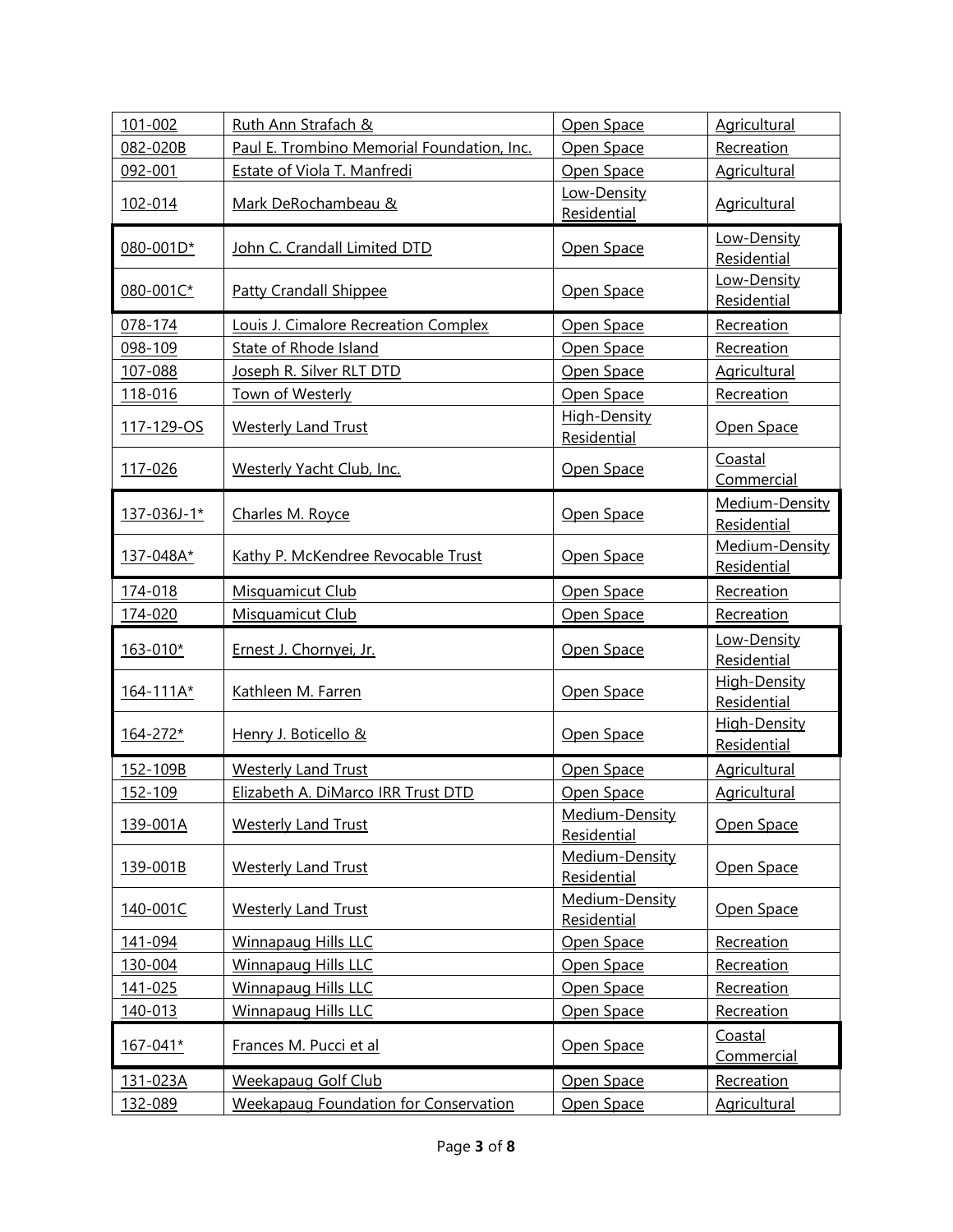| | | | |
|---|---|---|---|
| 101-002 | Ruth Ann Strafach & | Open Space | Agricultural |
| 082-020B | Paul E. Trombino Memorial Foundation, Inc. | Open Space | Recreation |
| 092-001 | Estate of Viola T. Manfredi | Open Space | Agricultural |
| 102-014 | Mark DeRochambeau & | Low-Density Residential | Agricultural |
| 080-001D* | John C. Crandall Limited DTD | Open Space | Low-Density Residential |
| 080-001C* | Patty Crandall Shippee | Open Space | Low-Density Residential |
| 078-174 | Louis J. Cimalore Recreation Complex | Open Space | Recreation |
| 098-109 | State of Rhode Island | Open Space | Recreation |
| 107-088 | Joseph R. Silver RLT DTD | Open Space | Agricultural |
| 118-016 | Town of Westerly | Open Space | Recreation |
| 117-129-OS | Westerly Land Trust | High-Density Residential | Open Space |
| 117-026 | Westerly Yacht Club, Inc. | Open Space | Coastal Commercial |
| 137-036J-1* | Charles M. Royce | Open Space | Medium-Density Residential |
| 137-048A* | Kathy P. McKendree Revocable Trust | Open Space | Medium-Density Residential |
| 174-018 | Misquamicut Club | Open Space | Recreation |
| 174-020 | Misquamicut Club | Open Space | Recreation |
| 163-010* | Ernest J. Chornyei, Jr. | Open Space | Low-Density Residential |
| 164-111A* | Kathleen M. Farren | Open Space | High-Density Residential |
| 164-272* | Henry J. Boticello & | Open Space | High-Density Residential |
| 152-109B | Westerly Land Trust | Open Space | Agricultural |
| 152-109 | Elizabeth A. DiMarco IRR Trust DTD | Open Space | Agricultural |
| 139-001A | Westerly Land Trust | Medium-Density Residential | Open Space |
| 139-001B | Westerly Land Trust | Medium-Density Residential | Open Space |
| 140-001C | Westerly Land Trust | Medium-Density Residential | Open Space |
| 141-094 | Winnapaug Hills LLC | Open Space | Recreation |
| 130-004 | Winnapaug Hills LLC | Open Space | Recreation |
| 141-025 | Winnapaug Hills LLC | Open Space | Recreation |
| 140-013 | Winnapaug Hills LLC | Open Space | Recreation |
| 167-041* | Frances M. Pucci et al | Open Space | Coastal Commercial |
| 131-023A | Weekapaug Golf Club | Open Space | Recreation |
| 132-089 | Weekapaug Foundation for Conservation | Open Space | Agricultural |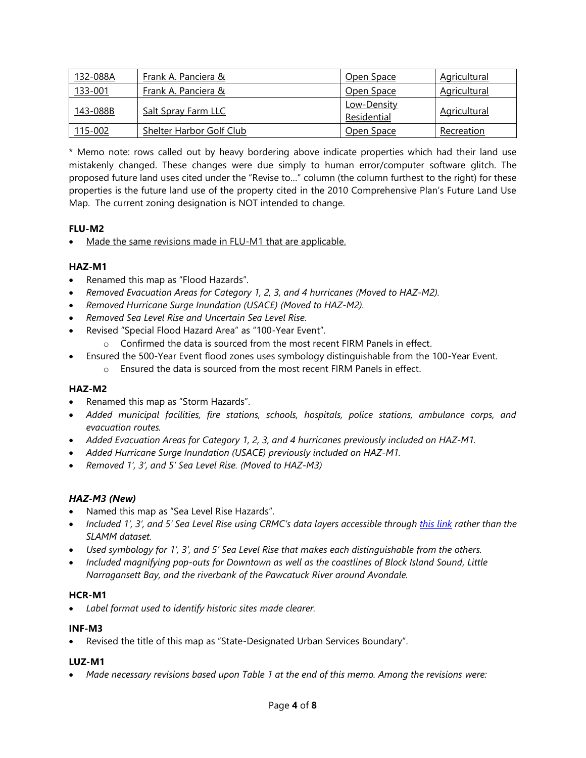| 132-088A | Frank A. Panciera & | Open Space | Agricultural |
|---|---|---|---|
| 133-001 | Frank A. Panciera & | Open Space | Agricultural |
| 143-088B | Salt Spray Farm LLC | Low-Density Residential | Agricultural |
| 115-002 | Shelter Harbor Golf Club | Open Space | Recreation |

\* Memo note: rows called out by heavy bordering above indicate properties which had their land use mistakenly changed. These changes were due simply to human error/computer software glitch. The proposed future land uses cited under the "Revise to…" column (the column furthest to the right) for these properties is the future land use of the property cited in the 2010 Comprehensive Plan's Future Land Use Map. The current zoning designation is NOT intended to change.

**FLU-M2**

- Made the same revisions made in FLU-M1 that are applicable.

**HAZ-M1**

- Renamed this map as "Flood Hazards".
- *Removed Evacuation Areas for Category 1, 2, 3, and 4 hurricanes (Moved to HAZ-M2).*
- *Removed Hurricane Surge Inundation (USACE) (Moved to HAZ-M2).*
- *Removed Sea Level Rise and Uncertain Sea Level Rise.*
- Revised "Special Flood Hazard Area" as "100-Year Event".
  - Confirmed the data is sourced from the most recent FIRM Panels in effect.
- Ensured the 500-Year Event flood zones uses symbology distinguishable from the 100-Year Event.
  - Ensured the data is sourced from the most recent FIRM Panels in effect.

**HAZ-M2**

- Renamed this map as "Storm Hazards".
- *Added municipal facilities, fire stations, schools, hospitals, police stations, ambulance corps, and evacuation routes.*
- *Added Evacuation Areas for Category 1, 2, 3, and 4 hurricanes previously included on HAZ-M1.*
- *Added Hurricane Surge Inundation (USACE) previously included on HAZ-M1.*
- *Removed 1', 3', and 5' Sea Level Rise. (Moved to HAZ-M3)*

***HAZ-M3 (New)***

- Named this map as "Sea Level Rise Hazards".
- *Included 1', 3', and 5' Sea Level Rise using CRMC's data layers accessible through [this link] rather than the SLAMM dataset.*
- *Used symbology for 1', 3', and 5' Sea Level Rise that makes each distinguishable from the others.*
- *Included magnifying pop-outs for Downtown as well as the coastlines of Block Island Sound, Little Narragansett Bay, and the riverbank of the Pawcatuck River around Avondale.*

**HCR-M1**

- *Label format used to identify historic sites made clearer.*

**INF-M3**

- Revised the title of this map as "State-Designated Urban Services Boundary".

**LUZ-M1**

- *Made necessary revisions based upon Table 1 at the end of this memo. Among the revisions were:*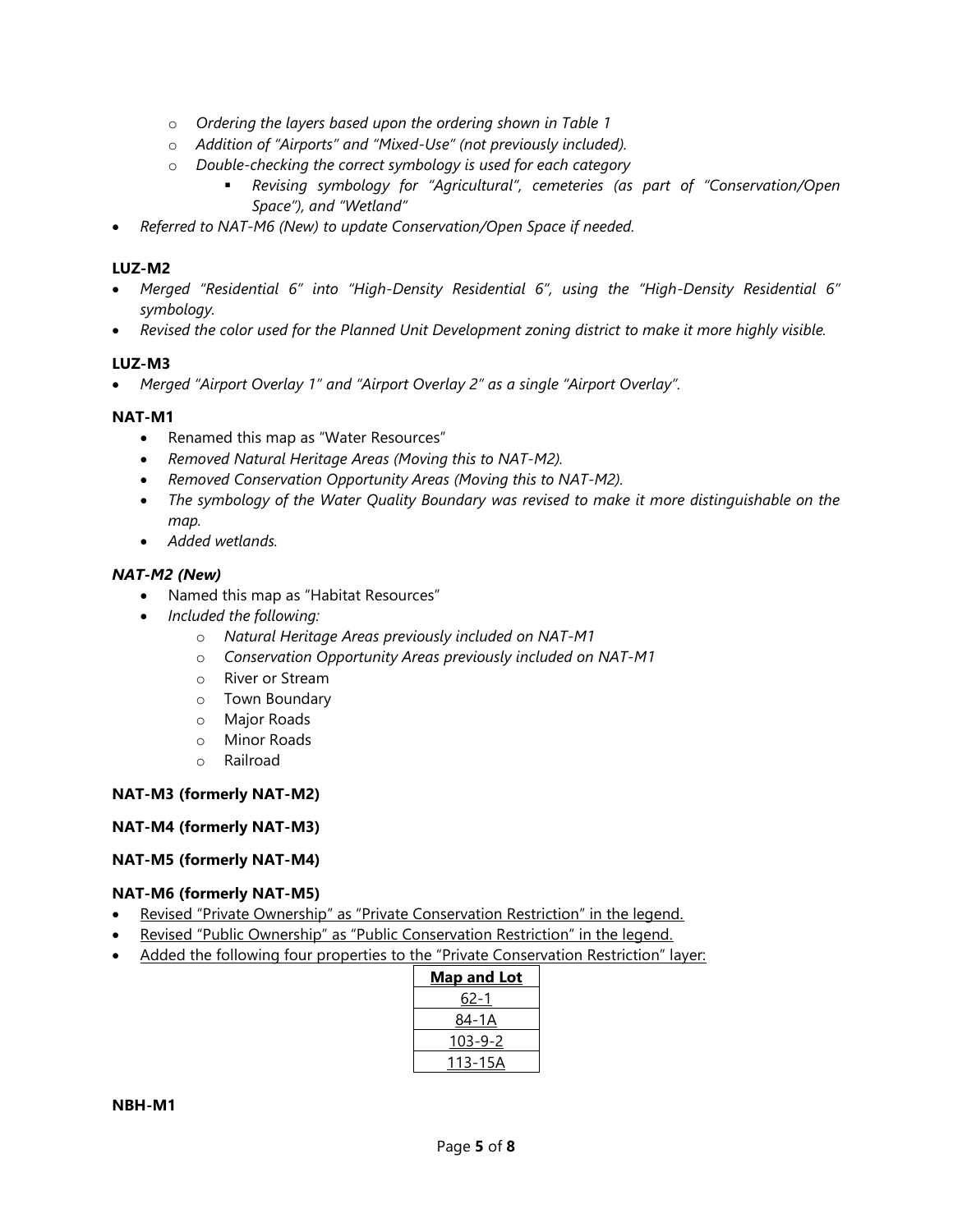- *Ordering the layers based upon the ordering shown in Table 1*
   - *Addition of "Airports" and "Mixed-Use" (not previously included).*
   - *Double-checking the correct symbology is used for each category*
     - *Revising symbology for "Agricultural", cemeteries (as part of "Conservation/Open Space"), and "Wetland"*
- *Referred to NAT-M6 (New) to update Conservation/Open Space if needed.*

**LUZ-M2**

- *Merged "Residential 6" into "High-Density Residential 6", using the "High-Density Residential 6" symbology.*
- *Revised the color used for the Planned Unit Development zoning district to make it more highly visible.*

**LUZ-M3**

- *Merged "Airport Overlay 1" and "Airport Overlay 2" as a single "Airport Overlay".*

**NAT-M1**

- Renamed this map as "Water Resources"
- *Removed Natural Heritage Areas (Moving this to NAT-M2).*
- *Removed Conservation Opportunity Areas (Moving this to NAT-M2).*
- *The symbology of the Water Quality Boundary was revised to make it more distinguishable on the map.*
- *Added wetlands.*

***NAT-M2 (New)***

- Named this map as "Habitat Resources"
- *Included the following:*
  - *Natural Heritage Areas previously included on NAT-M1*
  - *Conservation Opportunity Areas previously included on NAT-M1*
  - River or Stream
  - Town Boundary
  - Major Roads
  - Minor Roads
  - Railroad

**NAT-M3 (formerly NAT-M2)**

**NAT-M4 (formerly NAT-M3)**

**NAT-M5 (formerly NAT-M4)**

**NAT-M6 (formerly NAT-M5)**

- Revised "Private Ownership" as "Private Conservation Restriction" in the legend.
- Revised "Public Ownership" as "Public Conservation Restriction" in the legend.
- Added the following four properties to the "Private Conservation Restriction" layer:

| Map and Lot |
|---|
| 62-1 |
| 84-1A |
| 103-9-2 |
| 113-15A |

**NBH-M1**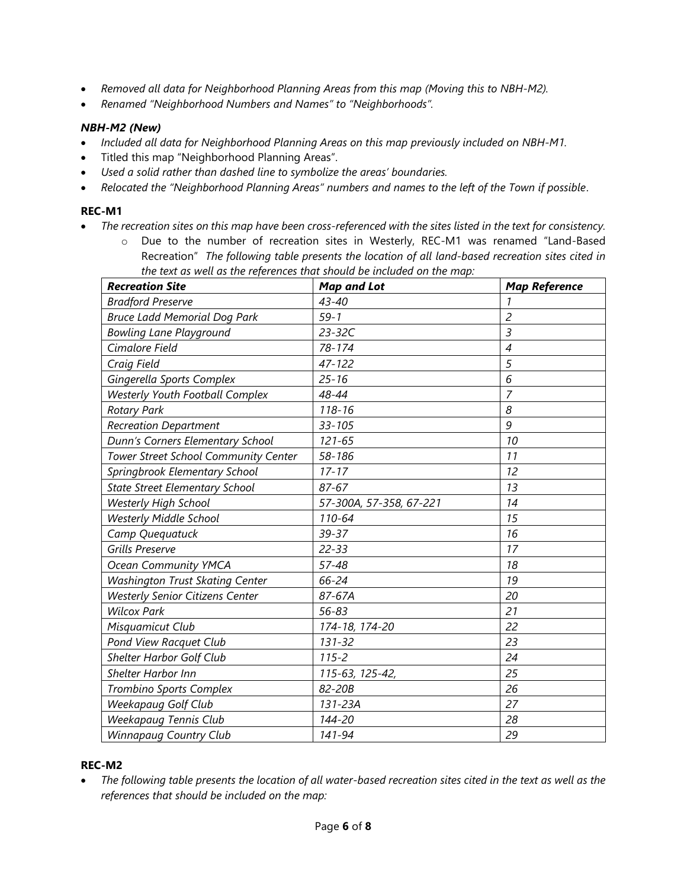- *Removed all data for Neighborhood Planning Areas from this map (Moving this to NBH-M2).*
- *Renamed "Neighborhood Numbers and Names" to "Neighborhoods".*

### *NBH-M2 (New)*

- *Included all data for Neighborhood Planning Areas on this map previously included on NBH-M1.*
- Titled this map "Neighborhood Planning Areas".
- *Used a solid rather than dashed line to symbolize the areas' boundaries.*
- *Relocated the "Neighborhood Planning Areas" numbers and names to the left of the Town if possible*.

### REC-M1

- *The recreation sites on this map have been cross-referenced with the sites listed in the text for consistency.*
  - Due to the number of recreation sites in Westerly, REC-M1 was renamed "Land-Based Recreation" *The following table presents the location of all land-based recreation sites cited in the text as well as the references that should be included on the map:*

| *Recreation Site* | *Map and Lot* | *Map Reference* |
|---|---|---|
| *Bradford Preserve* | *43-40* | *1* |
| *Bruce Ladd Memorial Dog Park* | *59-1* | *2* |
| *Bowling Lane Playground* | *23-32C* | *3* |
| *Cimalore Field* | *78-174* | *4* |
| *Craig Field* | *47-122* | *5* |
| *Gingerella Sports Complex* | *25-16* | *6* |
| *Westerly Youth Football Complex* | *48-44* | *7* |
| *Rotary Park* | *118-16* | *8* |
| *Recreation Department* | *33-105* | *9* |
| *Dunn's Corners Elementary School* | *121-65* | *10* |
| *Tower Street School Community Center* | *58-186* | *11* |
| *Springbrook Elementary School* | *17-17* | *12* |
| *State Street Elementary School* | *87-67* | *13* |
| *Westerly High School* | *57-300A, 57-358, 67-221* | *14* |
| *Westerly Middle School* | *110-64* | *15* |
| *Camp Quequatuck* | *39-37* | *16* |
| *Grills Preserve* | *22-33* | *17* |
| *Ocean Community YMCA* | *57-48* | *18* |
| *Washington Trust Skating Center* | *66-24* | *19* |
| *Westerly Senior Citizens Center* | *87-67A* | *20* |
| *Wilcox Park* | *56-83* | *21* |
| *Misquamicut Club* | *174-18, 174-20* | *22* |
| *Pond View Racquet Club* | *131-32* | *23* |
| *Shelter Harbor Golf Club* | *115-2* | *24* |
| *Shelter Harbor Inn* | *115-63, 125-42,* | *25* |
| *Trombino Sports Complex* | *82-20B* | *26* |
| *Weekapaug Golf Club* | *131-23A* | *27* |
| *Weekapaug Tennis Club* | *144-20* | *28* |
| *Winnapaug Country Club* | *141-94* | *29* |

### REC-M2

- *The following table presents the location of all water-based recreation sites cited in the text as well as the references that should be included on the map:*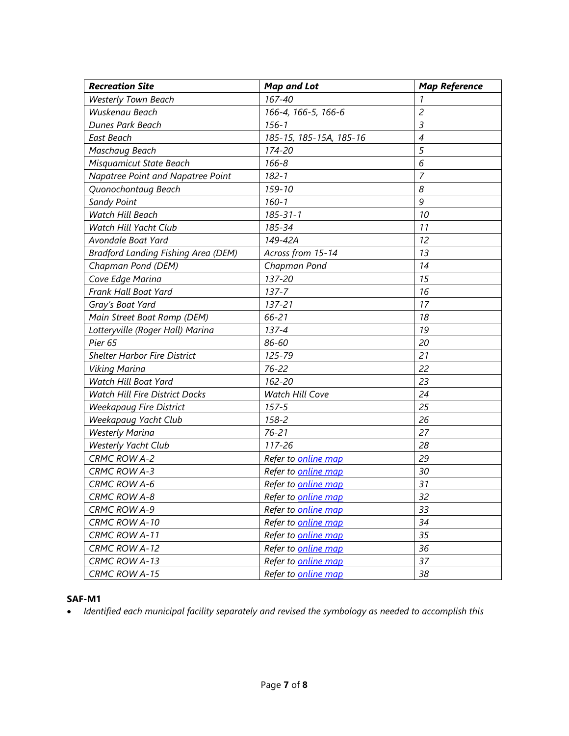| *Recreation Site* | *Map and Lot* | *Map Reference* |
| --- | --- | --- |
| *Westerly Town Beach* | *167-40* | *1* |
| *Wuskenau Beach* | *166-4, 166-5, 166-6* | *2* |
| *Dunes Park Beach* | *156-1* | *3* |
| *East Beach* | *185-15, 185-15A, 185-16* | *4* |
| *Maschaug Beach* | *174-20* | *5* |
| *Misquamicut State Beach* | *166-8* | *6* |
| *Napatree Point and Napatree Point* | *182-1* | *7* |
| *Quonochontaug Beach* | *159-10* | *8* |
| *Sandy Point* | *160-1* | *9* |
| *Watch Hill Beach* | *185-31-1* | *10* |
| *Watch Hill Yacht Club* | *185-34* | *11* |
| *Avondale Boat Yard* | *149-42A* | *12* |
| *Bradford Landing Fishing Area (DEM)* | *Across from 15-14* | *13* |
| *Chapman Pond (DEM)* | *Chapman Pond* | *14* |
| *Cove Edge Marina* | *137-20* | *15* |
| *Frank Hall Boat Yard* | *137-7* | *16* |
| *Gray's Boat Yard* | *137-21* | *17* |
| *Main Street Boat Ramp (DEM)* | *66-21* | *18* |
| *Lotteryville (Roger Hall) Marina* | *137-4* | *19* |
| *Pier 65* | *86-60* | *20* |
| *Shelter Harbor Fire District* | *125-79* | *21* |
| *Viking Marina* | *76-22* | *22* |
| *Watch Hill Boat Yard* | *162-20* | *23* |
| *Watch Hill Fire District Docks* | *Watch Hill Cove* | *24* |
| *Weekapaug Fire District* | *157-5* | *25* |
| *Weekapaug Yacht Club* | *158-2* | *26* |
| *Westerly Marina* | *76-21* | *27* |
| *Westerly Yacht Club* | *117-26* | *28* |
| *CRMC ROW A-2* | *Refer to online map* | *29* |
| *CRMC ROW A-3* | *Refer to online map* | *30* |
| *CRMC ROW A-6* | *Refer to online map* | *31* |
| *CRMC ROW A-8* | *Refer to online map* | *32* |
| *CRMC ROW A-9* | *Refer to online map* | *33* |
| *CRMC ROW A-10* | *Refer to online map* | *34* |
| *CRMC ROW A-11* | *Refer to online map* | *35* |
| *CRMC ROW A-12* | *Refer to online map* | *36* |
| *CRMC ROW A-13* | *Refer to online map* | *37* |
| *CRMC ROW A-15* | *Refer to online map* | *38* |

**SAF-M1**

- *Identified each municipal facility separately and revised the symbology as needed to accomplish this*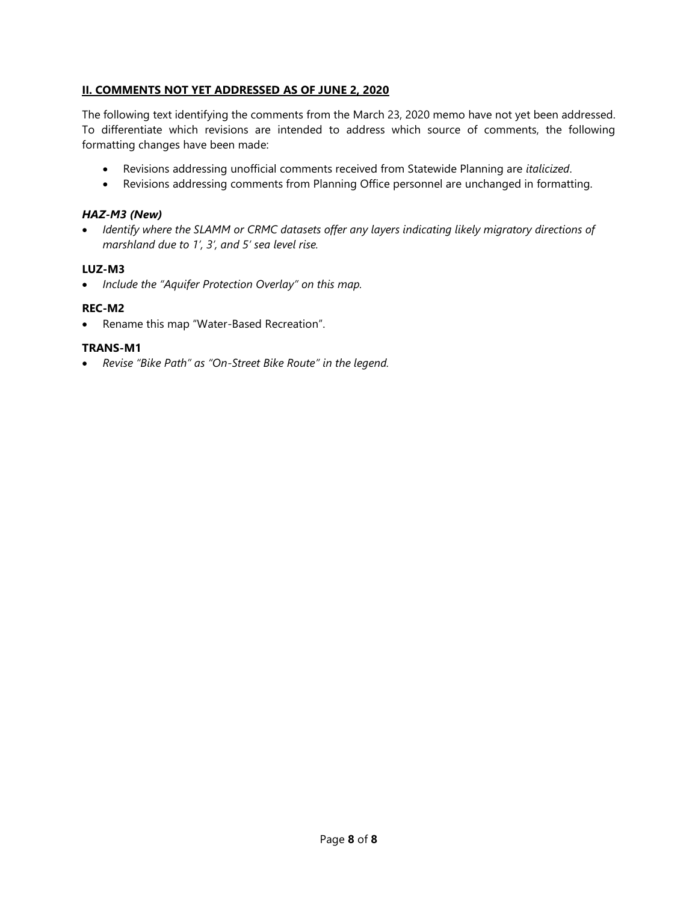## **II. COMMENTS NOT YET ADDRESSED AS OF JUNE 2, 2020**

The following text identifying the comments from the March 23, 2020 memo have not yet been addressed. To differentiate which revisions are intended to address which source of comments, the following formatting changes have been made:

- Revisions addressing unofficial comments received from Statewide Planning are *italicized*.
- Revisions addressing comments from Planning Office personnel are unchanged in formatting.

### ***HAZ-M3 (New)***

- *Identify where the SLAMM or CRMC datasets offer any layers indicating likely migratory directions of marshland due to 1', 3', and 5' sea level rise.*

### **LUZ-M3**

- *Include the "Aquifer Protection Overlay" on this map.*

### **REC-M2**

- Rename this map "Water-Based Recreation".

### **TRANS-M1**

- *Revise "Bike Path" as "On-Street Bike Route" in the legend.*